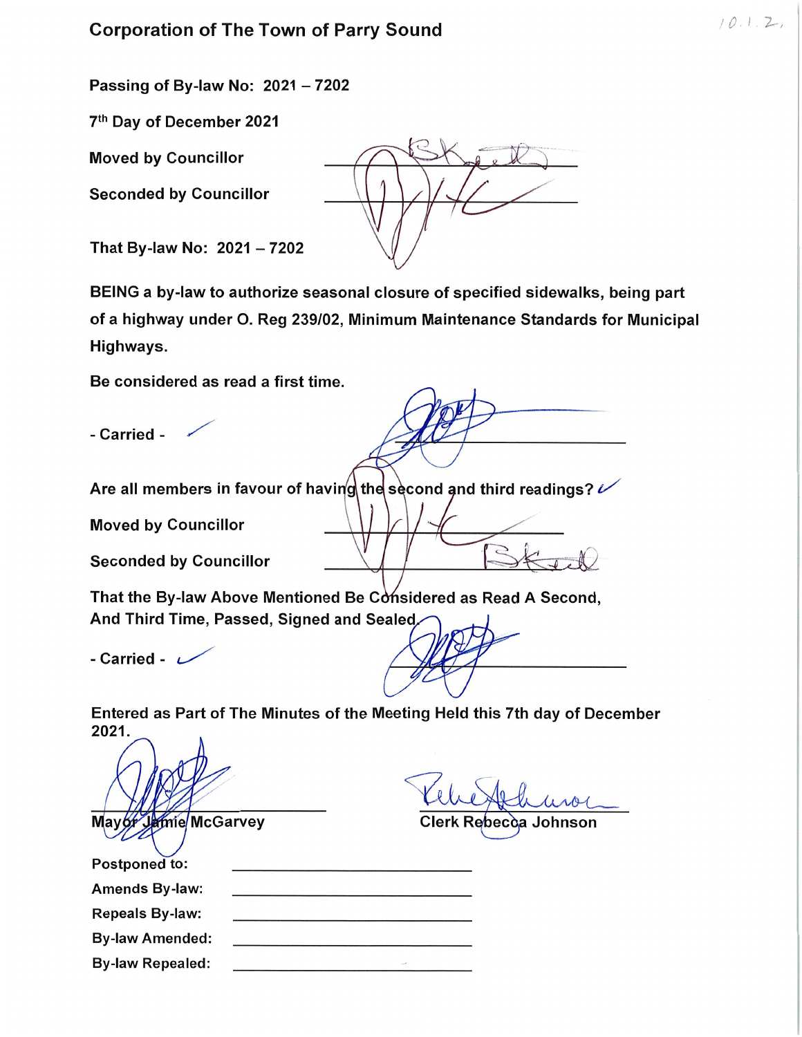# Corporation of The Town of Parry Sound

10.1.2.

Passing of By-law No: 2021 – 7202

7th Day of December 2021

Moved by Councillor \_\_\_\_\_\_\_\_\_\_\_\_\_\_\_\_\_\_\_\_

Seconded by Councillor \_\_\_\_\_\_\_\_\_\_\_\_\_\_\_\_\_\_\_\_

That By-law No: 2021 – 7202

BEING a by-law to authorize seasonal closure of specified sidewalks, being part of a highway under O. Reg 239/02, Minimum Maintenance Standards for Municipal Highways.

Be considered as read a first time.

\- Carried - ✓ \_\_\_\_\_\_\_\_\_\_\_\_\_\_\_\_\_\_\_\_

Are all members in favour of having the second and third readings? ✓

Moved by Councillor \_\_\_\_\_\_\_\_\_\_\_\_\_\_\_\_\_\_\_\_

Seconded by Councillor \_\_\_\_\_\_\_\_\_\_\_\_\_\_\_\_\_\_\_\_

That the By-law Above Mentioned Be Considered as Read A Second, And Third Time, Passed, Signed and Sealed.

\- Carried - ✓ \_\_\_\_\_\_\_\_\_\_\_\_\_\_\_\_\_\_\_\_

Entered as Part of The Minutes of the Meeting Held this 7th day of December 2021.

\_\_\_\_\_\_\_\_\_\_\_\_\_\_\_\_\_\_\_\_ \_\_\_\_\_\_\_\_\_\_\_\_\_\_\_\_\_\_\_\_

Mayor Jamie McGarvey Clerk Rebecca Johnson

Postponed to: \_\_\_\_\_\_\_\_\_\_\_\_\_\_\_\_\_\_\_\_

Amends By-law: \_\_\_\_\_\_\_\_\_\_\_\_\_\_\_\_\_\_\_\_

Repeals By-law: \_\_\_\_\_\_\_\_\_\_\_\_\_\_\_\_\_\_\_\_

By-law Amended: \_\_\_\_\_\_\_\_\_\_\_\_\_\_\_\_\_\_\_\_

By-law Repealed: \_\_\_\_\_\_\_\_\_\_\_\_\_\_\_\_\_\_\_\_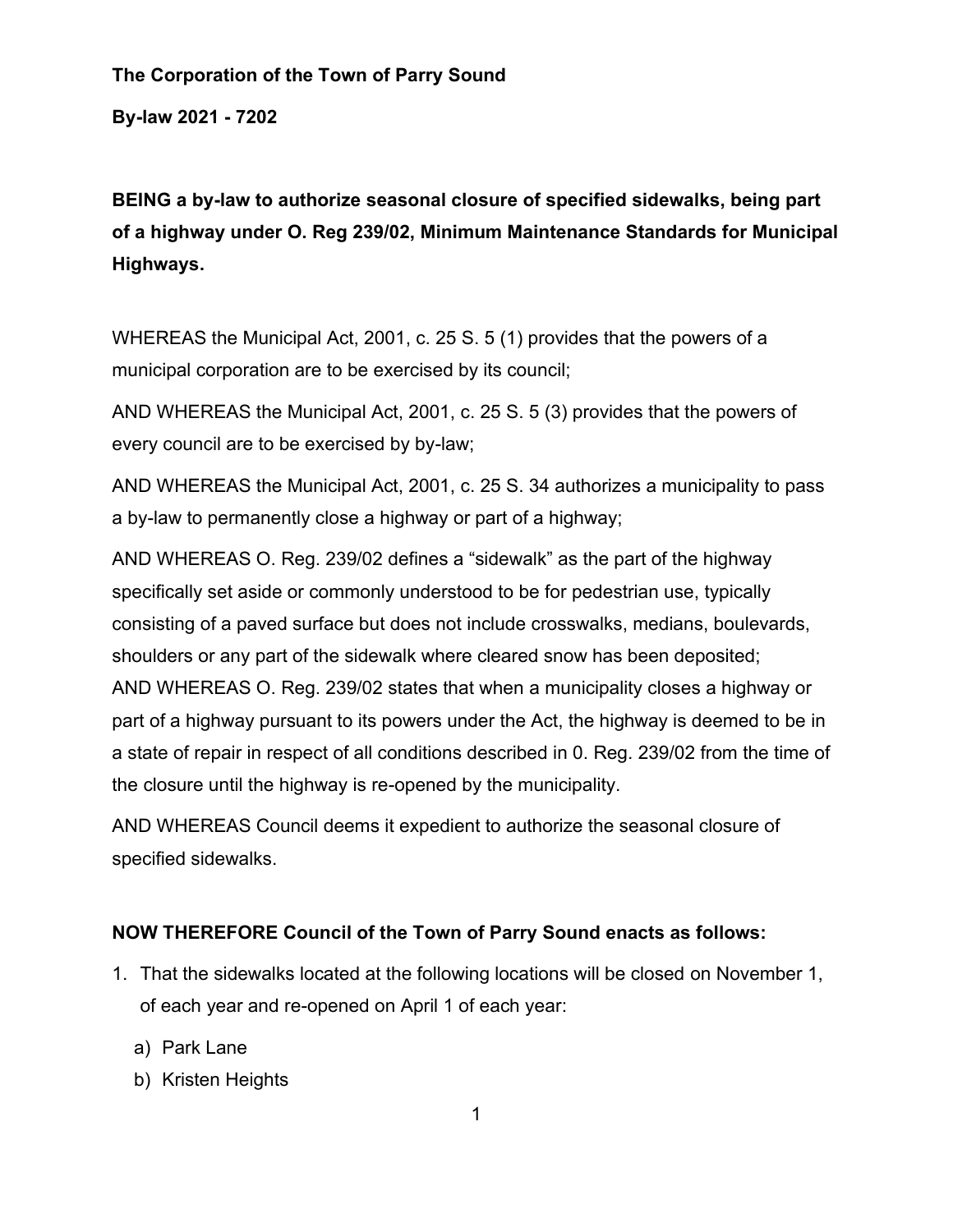**The Corporation of the Town of Parry Sound**

**By-law 2021 - 7202**

**BEING a by-law to authorize seasonal closure of specified sidewalks, being part of a highway under O. Reg 239/02, Minimum Maintenance Standards for Municipal Highways.**

WHEREAS the Municipal Act, 2001, c. 25 S. 5 (1) provides that the powers of a municipal corporation are to be exercised by its council;

AND WHEREAS the Municipal Act, 2001, c. 25 S. 5 (3) provides that the powers of every council are to be exercised by by-law;

AND WHEREAS the Municipal Act, 2001, c. 25 S. 34 authorizes a municipality to pass a by-law to permanently close a highway or part of a highway;

AND WHEREAS O. Reg. 239/02 defines a "sidewalk" as the part of the highway specifically set aside or commonly understood to be for pedestrian use, typically consisting of a paved surface but does not include crosswalks, medians, boulevards, shoulders or any part of the sidewalk where cleared snow has been deposited;

AND WHEREAS O. Reg. 239/02 states that when a municipality closes a highway or part of a highway pursuant to its powers under the Act, the highway is deemed to be in a state of repair in respect of all conditions described in 0. Reg. 239/02 from the time of the closure until the highway is re-opened by the municipality.

AND WHEREAS Council deems it expedient to authorize the seasonal closure of specified sidewalks.

**NOW THEREFORE Council of the Town of Parry Sound enacts as follows:**

1. That the sidewalks located at the following locations will be closed on November 1, of each year and re-opened on April 1 of each year:
   a) Park Lane
   b) Kristen Heights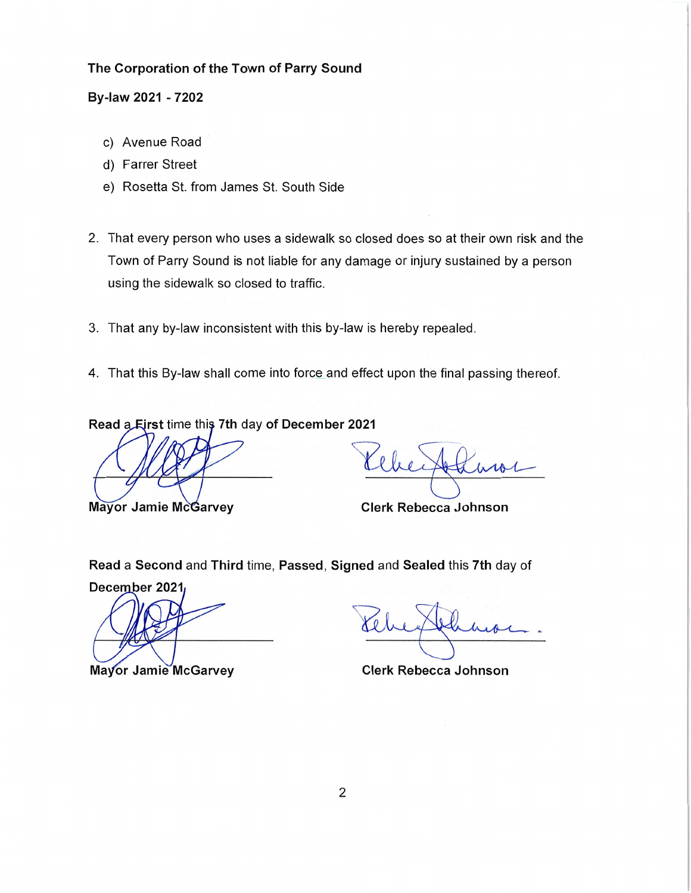**The Corporation of the Town of Parry Sound**

**By-law 2021 - 7202**

c) Avenue Road
d) Farrer Street
e) Rosetta St. from James St. South Side

2. That every person who uses a sidewalk so closed does so at their own risk and the Town of Parry Sound is not liable for any damage or injury sustained by a person using the sidewalk so closed to traffic.

3. That any by-law inconsistent with this by-law is hereby repealed.

4. That this By-law shall come into force and effect upon the final passing thereof.

**Read a First** time this **7th** day **of December 2021**

| | |
|---|---|
| **Mayor Jamie McGarvey** | **Clerk Rebecca Johnson** |

**Read** a **Second** and **Third** time, **Passed**, **Signed** and **Sealed** this **7th** day of **December 2021**

| | |
|---|---|
| **Mayor Jamie McGarvey** | **Clerk Rebecca Johnson** |